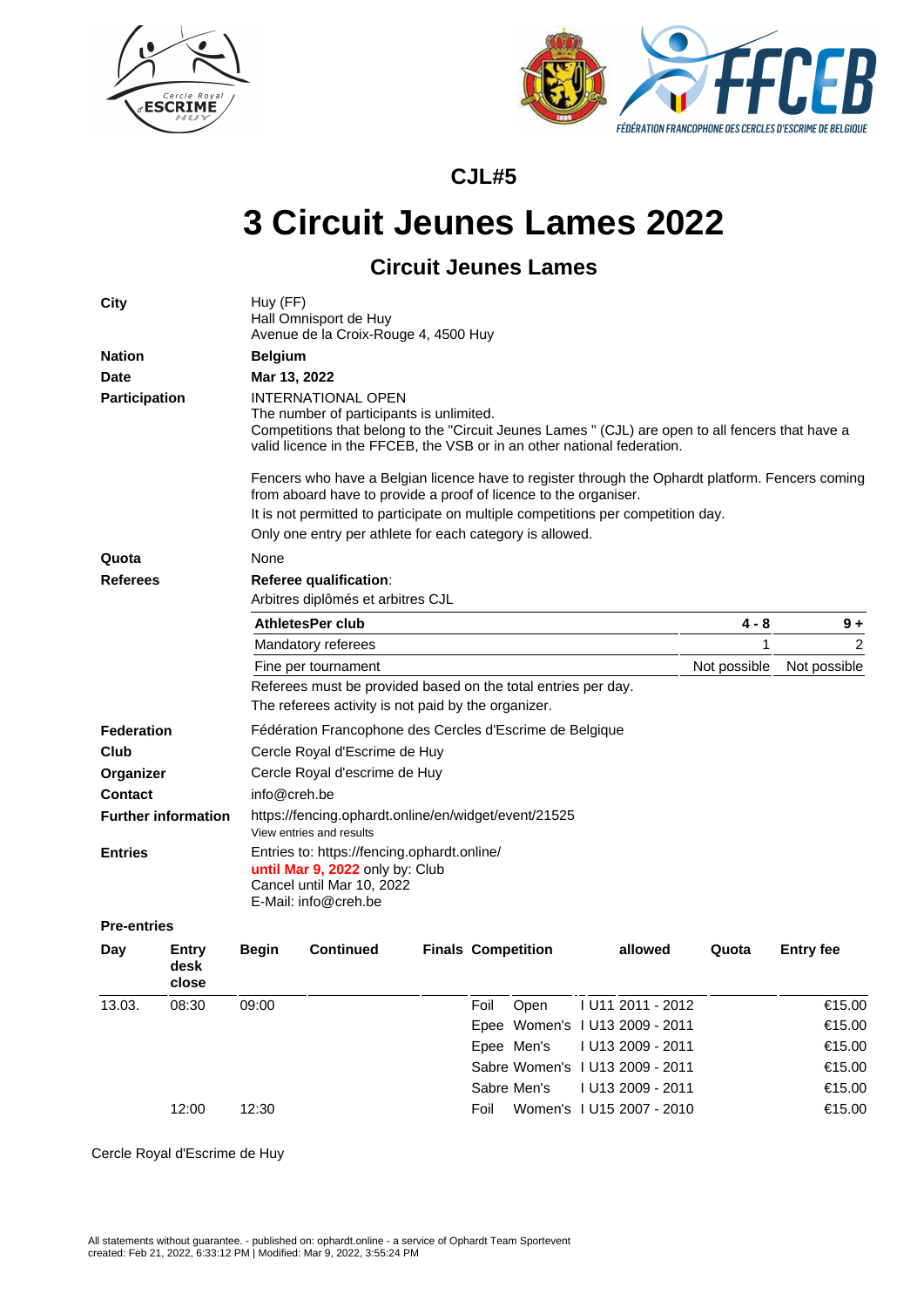## CJL#5

# 3 Circuit Jeunes Lames 2022

## Circuit Jeunes Lames

**City**
Huy (FF)
Hall Omnisport de Huy
Avenue de la Croix-Rouge 4, 4500 Huy

**Nation**
**Belgium**

**Date**
**Mar 13, 2022**

**Participation**
INTERNATIONAL OPEN
The number of participants is unlimited.
Competitions that belong to the "Circuit Jeunes Lames " (CJL) are open to all fencers that have a valid licence in the FFCEB, the VSB or in an other national federation.

Fencers who have a Belgian licence have to register through the Ophardt platform. Fencers coming from aboard have to provide a proof of licence to the organiser.
It is not permitted to participate on multiple competitions per competition day.
Only one entry per athlete for each category is allowed.

**Quota**
None

**Referees**
**Referee qualification**:
Arbitres diplômés et arbitres CJL

| AthletesPer club | 4 - 8 | 9 + |
|---|---|---|
| Mandatory referees | 1 | 2 |
| Fine per tournament | Not possible | Not possible |

Referees must be provided based on the total entries per day.
The referees activity is not paid by the organizer.

**Federation**
Fédération Francophone des Cercles d'Escrime de Belgique

**Club**
Cercle Royal d'Escrime de Huy

**Organizer**
Cercle Royal d'escrime de Huy

**Contact**
info@creh.be

**Further information**
https://fencing.ophardt.online/en/widget/event/21525
View entries and results

**Entries**
Entries to: https://fencing.ophardt.online/
**until Mar 9, 2022** only by: Club
Cancel until Mar 10, 2022
E-Mail: info@creh.be

**Pre-entries**

| Day | Entry desk close | Begin | Continued | Finals | Competition | | allowed | Quota | Entry fee |
|---|---|---|---|---|---|---|---|---|---|
| 13.03. | 08:30 | 09:00 | | | Foil | Open | I U11 2011 - 2012 | | €15.00 |
| | | | | | Epee | Women's | I U13 2009 - 2011 | | €15.00 |
| | | | | | Epee | Men's | I U13 2009 - 2011 | | €15.00 |
| | | | | | Sabre | Women's | I U13 2009 - 2011 | | €15.00 |
| | | | | | Sabre | Men's | I U13 2009 - 2011 | | €15.00 |
| | 12:00 | 12:30 | | | Foil | Women's | I U15 2007 - 2010 | | €15.00 |

Cercle Royal d'Escrime de Huy

All statements without guarantee. - published on: ophardt.online - a service of Ophardt Team Sportevent
created: Feb 21, 2022, 6:33:12 PM | Modified: Mar 9, 2022, 3:55:24 PM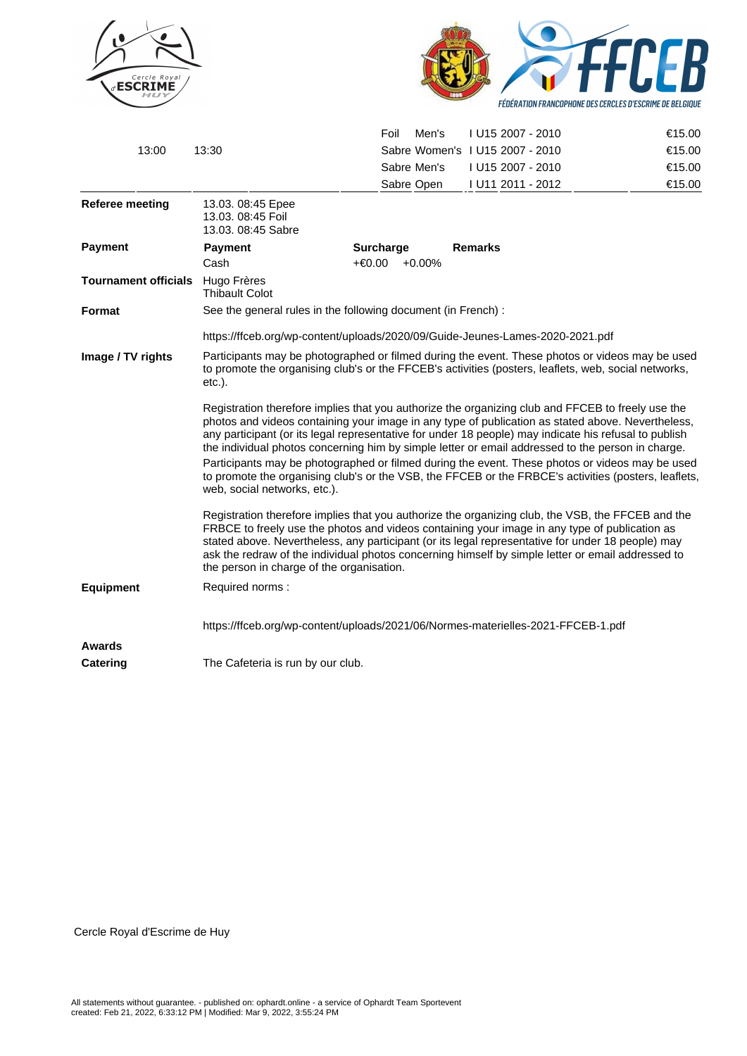| | | | | | |
|---|---|---|---|---|---|
| | | Foil | Men's | I U15 2007 - 2010 | €15.00 |
| 13:00 | 13:30 | Sabre | Women's | I U15 2007 - 2010 | €15.00 |
| | | Sabre | Men's | I U15 2007 - 2010 | €15.00 |
| | | Sabre | Open | I U11 2011 - 2012 | €15.00 |

**Referee meeting**
13.03. 08:45 Epee
13.03. 08:45 Foil
13.03. 08:45 Sabre

**Payment**

| Payment | Surcharge | Remarks |
|---|---|---|
| Cash | +€0.00 +0.00% | |

**Tournament officials**
Hugo Frères
Thibault Colot

**Format**
See the general rules in the following document (in French) :

https://ffceb.org/wp-content/uploads/2020/09/Guide-Jeunes-Lames-2020-2021.pdf

**Image / TV rights**
Participants may be photographed or filmed during the event. These photos or videos may be used to promote the organising club's or the FFCEB's activities (posters, leaflets, web, social networks, etc.).

Registration therefore implies that you authorize the organizing club and FFCEB to freely use the photos and videos containing your image in any type of publication as stated above. Nevertheless, any participant (or its legal representative for under 18 people) may indicate his refusal to publish the individual photos concerning him by simple letter or email addressed to the person in charge.
Participants may be photographed or filmed during the event. These photos or videos may be used to promote the organising club's or the VSB, the FFCEB or the FRBCE's activities (posters, leaflets, web, social networks, etc.).

Registration therefore implies that you authorize the organizing club, the VSB, the FFCEB and the FRBCE to freely use the photos and videos containing your image in any type of publication as stated above. Nevertheless, any participant (or its legal representative for under 18 people) may ask the redraw of the individual photos concerning himself by simple letter or email addressed to the person in charge of the organisation.

**Equipment**
Required norms :

https://ffceb.org/wp-content/uploads/2021/06/Normes-materielles-2021-FFCEB-1.pdf

**Awards**

**Catering**
The Cafeteria is run by our club.

Cercle Royal d'Escrime de Huy

All statements without guarantee. - published on: ophardt.online - a service of Ophardt Team Sportevent
created: Feb 21, 2022, 6:33:12 PM | Modified: Mar 9, 2022, 3:55:24 PM